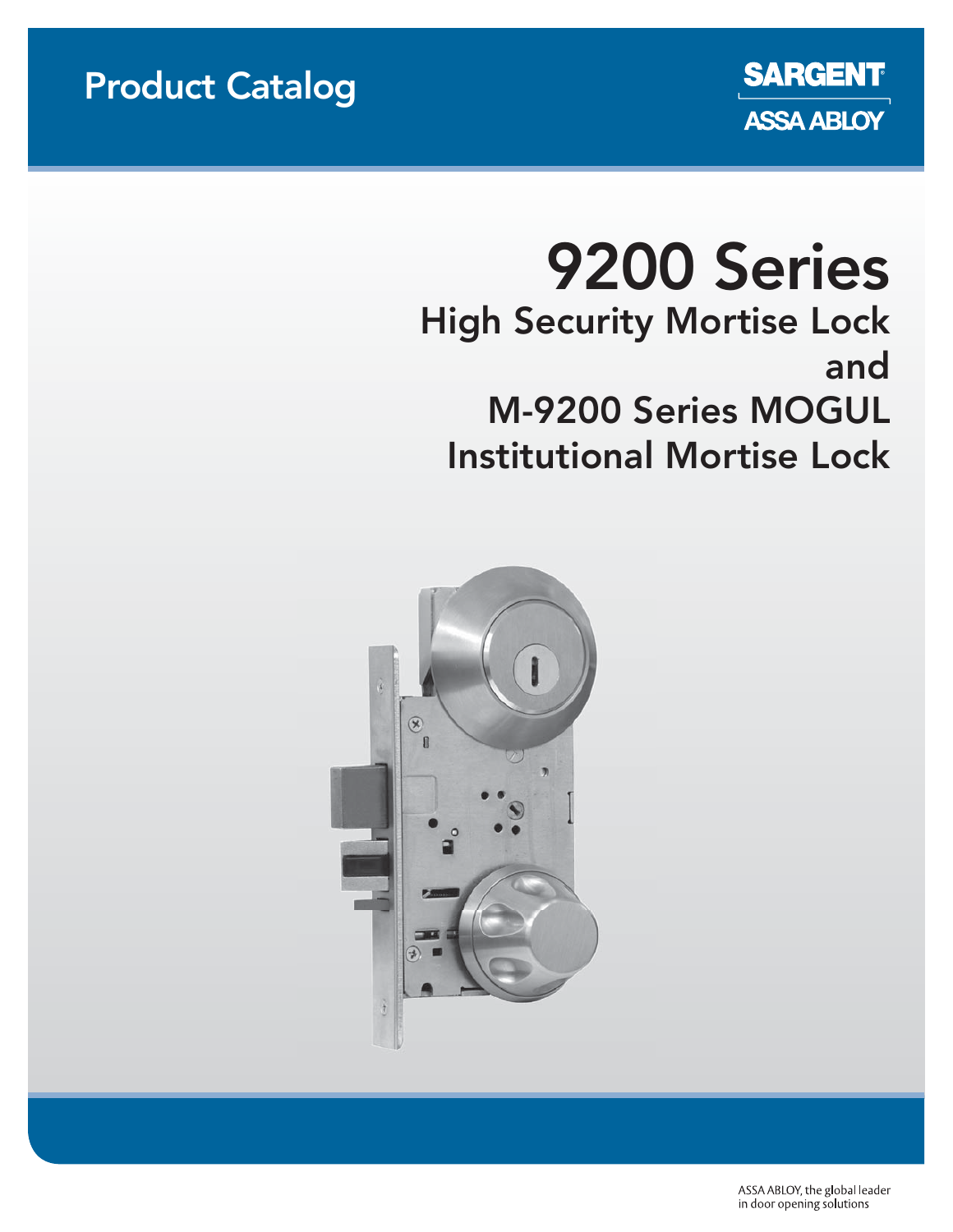Product Catalog

SARGENT

ASSA ABLOY

# 9200 Series

## High Security Mortise Lock and M-9200 Series MOGUL Institutional Mortise Lock

ASSA ABLOY, the global leader in door opening solutions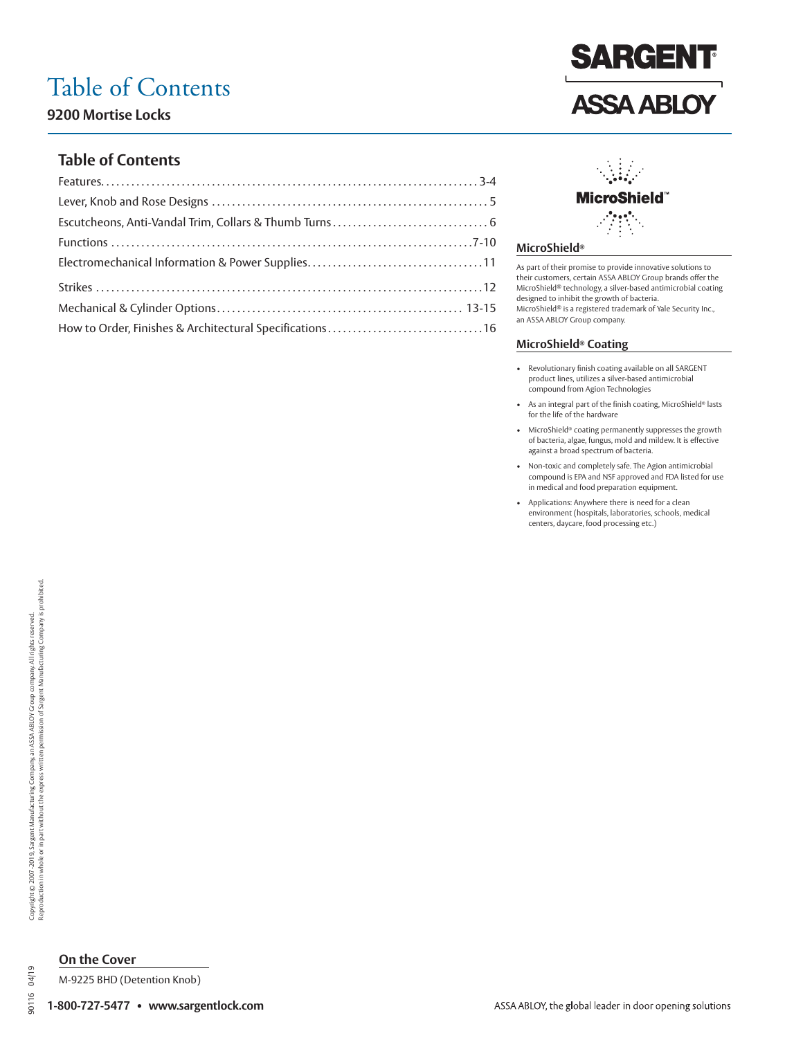# Table of Contents

## 9200 Mortise Locks

### Table of Contents

| Section | Page |
|---|---|
| Features | 3-4 |
| Lever, Knob and Rose Designs | 5 |
| Escutcheons, Anti-Vandal Trim, Collars & Thumb Turns | 6 |
| Functions | 7-10 |
| Electromechanical Information & Power Supplies | 11 |
| Strikes | 12 |
| Mechanical & Cylinder Options | 13-15 |
| How to Order, Finishes & Architectural Specifications | 16 |

### MicroShield®

As part of their promise to provide innovative solutions to their customers, certain ASSA ABLOY Group brands offer the MicroShield® technology, a silver-based antimicrobial coating designed to inhibit the growth of bacteria.
MicroShield® is a registered trademark of Yale Security Inc., an ASSA ABLOY Group company.

### MicroShield® Coating

- Revolutionary finish coating available on all SARGENT product lines, utilizes a silver-based antimicrobial compound from Agion Technologies
- As an integral part of the finish coating, MicroShield® lasts for the life of the hardware
- MicroShield® coating permanently suppresses the growth of bacteria, algae, fungus, mold and mildew. It is effective against a broad spectrum of bacteria.
- Non-toxic and completely safe. The Agion antimicrobial compound is EPA and NSF approved and FDA listed for use in medical and food preparation equipment.
- Applications: Anywhere there is need for a clean environment (hospitals, laboratories, schools, medical centers, daycare, food processing etc.)

Copyright © 2007-2019, Sargent Manufacturing Company, an ASSA ABLOY Group company. All rights reserved.
Reproduction in whole or in part without the express written permission of Sargent Manufacturing Company is prohibited.

### On the Cover

M-9225 BHD (Detention Knob)

90116 04/19

**1-800-727-5477 • www.sargentlock.com**

ASSA ABLOY, the global leader in door opening solutions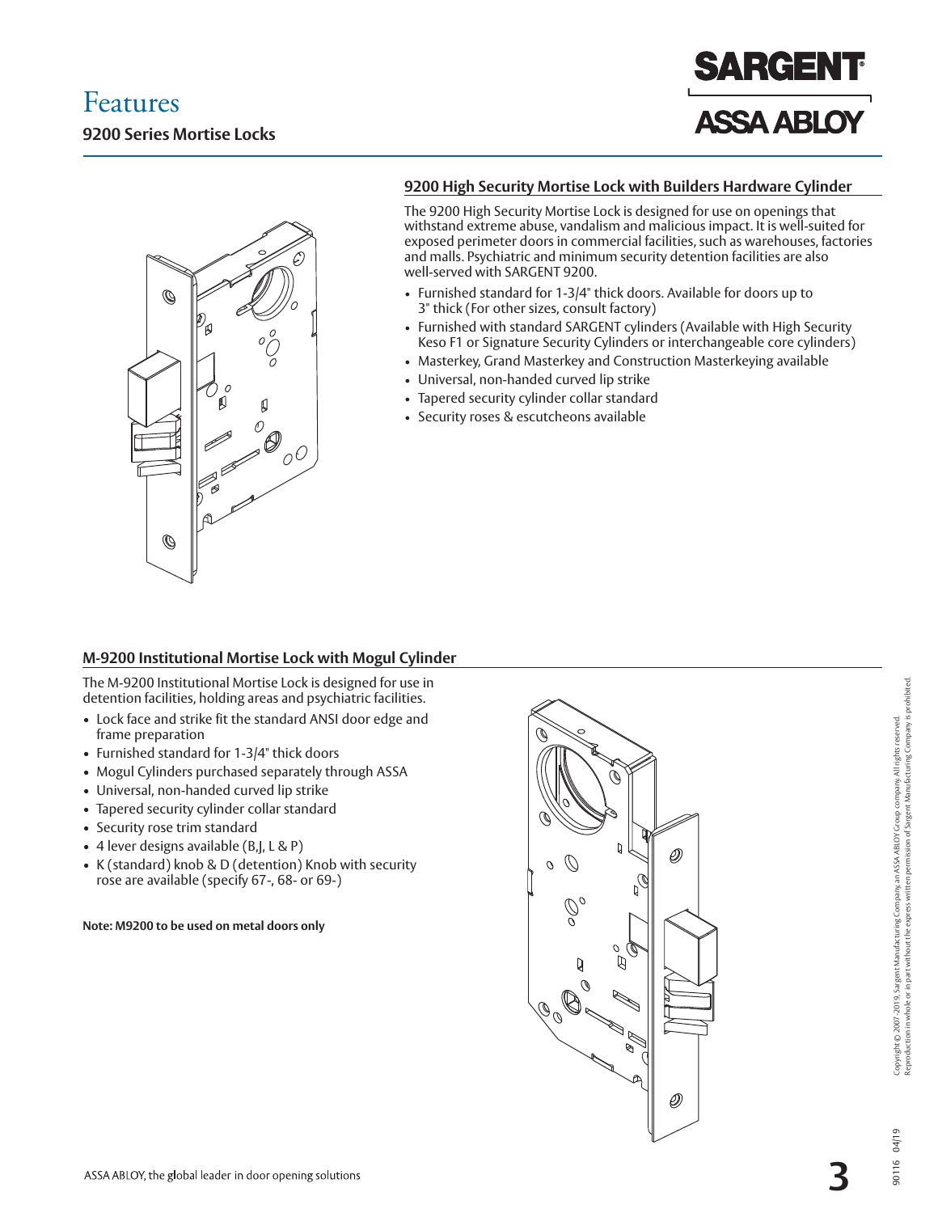# Features

## 9200 Series Mortise Locks

### 9200 High Security Mortise Lock with Builders Hardware Cylinder

The 9200 High Security Mortise Lock is designed for use on openings that withstand extreme abuse, vandalism and malicious impact. It is well-suited for exposed perimeter doors in commercial facilities, such as warehouses, factories and malls. Psychiatric and minimum security detention facilities are also well-served with SARGENT 9200.

- Furnished standard for 1-3/4" thick doors. Available for doors up to 3" thick (For other sizes, consult factory)
- Furnished with standard SARGENT cylinders (Available with High Security Keso F1 or Signature Security Cylinders or interchangeable core cylinders)
- Masterkey, Grand Masterkey and Construction Masterkeying available
- Universal, non-handed curved lip strike
- Tapered security cylinder collar standard
- Security roses & escutcheons available

### M-9200 Institutional Mortise Lock with Mogul Cylinder

The M-9200 Institutional Mortise Lock is designed for use in detention facilities, holding areas and psychiatric facilities.

- Lock face and strike fit the standard ANSI door edge and frame preparation
- Furnished standard for 1-3/4" thick doors
- Mogul Cylinders purchased separately through ASSA
- Universal, non-handed curved lip strike
- Tapered security cylinder collar standard
- Security rose trim standard
- 4 lever designs available (B,J, L & P)
- K (standard) knob & D (detention) Knob with security rose are available (specify 67-, 68- or 69-)

**Note: M9200 to be used on metal doors only**

Copyright © 2007-2019, Sargent Manufacturing Company, an ASSA ABLOY Group company. All rights reserved. Reproduction in whole or in part without the express written permission of Sargent Manufacturing Company is prohibited.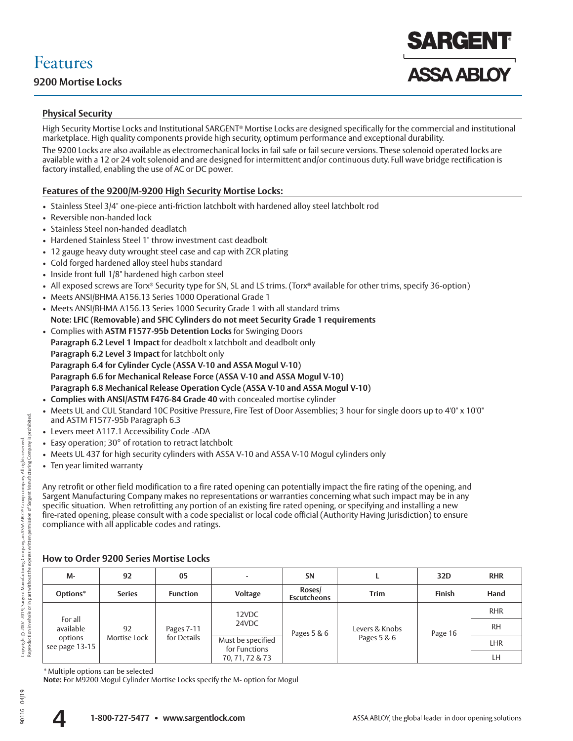# Features

## 9200 Mortise Locks

### Physical Security

High Security Mortise Locks and Institutional SARGENT® Mortise Locks are designed specifically for the commercial and institutional marketplace. High quality components provide high security, optimum performance and exceptional durability.

The 9200 Locks are also available as electromechanical locks in fail safe or fail secure versions. These solenoid operated locks are available with a 12 or 24 volt solenoid and are designed for intermittent and/or continuous duty. Full wave bridge rectification is factory installed, enabling the use of AC or DC power.

### Features of the 9200/M-9200 High Security Mortise Locks:

- Stainless Steel 3/4" one-piece anti-friction latchbolt with hardened alloy steel latchbolt rod
- Reversible non-handed lock
- Stainless Steel non-handed deadlatch
- Hardened Stainless Steel 1" throw investment cast deadbolt
- 12 gauge heavy duty wrought steel case and cap with ZCR plating
- Cold forged hardened alloy steel hubs standard
- Inside front full 1/8" hardened high carbon steel
- All exposed screws are Torx® Security type for SN, SL and LS trims. (Torx® available for other trims, specify 36-option)
- Meets ANSI/BHMA A156.13 Series 1000 Operational Grade 1
- Meets ANSI/BHMA A156.13 Series 1000 Security Grade 1 with all standard trims
  **Note: LFIC (Removable) and SFIC Cylinders do not meet Security Grade 1 requirements**
- Complies with **ASTM F1577-95b Detention Locks** for Swinging Doors
  **Paragraph 6.2 Level 1 Impact** for deadbolt x latchbolt and deadbolt only
  **Paragraph 6.2 Level 3 Impact** for latchbolt only
  **Paragraph 6.4 for Cylinder Cycle (ASSA V-10 and ASSA Mogul V-10)**
  **Paragraph 6.6 for Mechanical Release Force (ASSA V-10 and ASSA Mogul V-10)**
  **Paragraph 6.8 Mechanical Release Operation Cycle (ASSA V-10 and ASSA Mogul V-10)**
- **Complies with ANSI/ASTM F476-84 Grade 40** with concealed mortise cylinder
- Meets UL and CUL Standard 10C Positive Pressure, Fire Test of Door Assemblies; 3 hour for single doors up to 4'0" x 10'0" and ASTM F1577-95b Paragraph 6.3
- Levers meet A117.1 Accessibility Code -ADA
- Easy operation; 30° of rotation to retract latchbolt
- Meets UL 437 for high security cylinders with ASSA V-10 and ASSA V-10 Mogul cylinders only
- Ten year limited warranty

Any retrofit or other field modification to a fire rated opening can potentially impact the fire rating of the opening, and Sargent Manufacturing Company makes no representations or warranties concerning what such impact may be in any specific situation. When retrofitting any portion of an existing fire rated opening, or specifying and installing a new fire-rated opening, please consult with a code specialist or local code official (Authority Having Jurisdiction) to ensure compliance with all applicable codes and ratings.

### How to Order 9200 Series Mortise Locks

| M- | 92 | 05 | - | SN | L | 32D | RHR |
|---|---|---|---|---|---|---|---|
| **Options*** | **Series** | **Function** | **Voltage** | **Roses/ Escutcheons** | **Trim** | **Finish** | **Hand** |
| For all available options see page 13-15 | 92 Mortise Lock | Pages 7-11 for Details | 12VDC 24VDC | Pages 5 & 6 | Levers & Knobs Pages 5 & 6 | Page 16 | RHR |
| | | | | | | | RH |
| | | | Must be specified for Functions 70, 71, 72 & 73 | | | | LHR |
| | | | | | | | LH |

\* Multiple options can be selected
**Note:** For M9200 Mogul Cylinder Mortise Locks specify the M- option for Mogul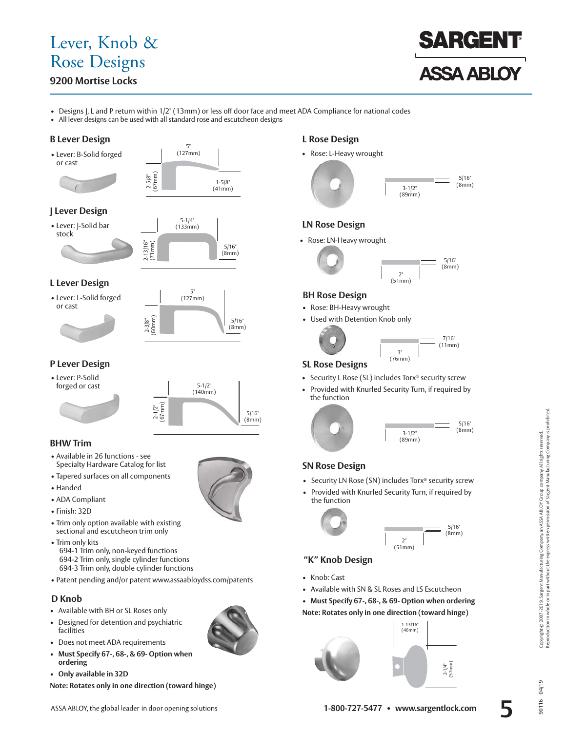# Lever, Knob & Rose Designs

## 9200 Mortise Locks

- Designs J, L and P return within 1/2" (13mm) or less off door face and meet ADA Compliance for national codes
- All lever designs can be used with all standard rose and escutcheon designs

### B Lever Design

- Lever: B-Solid forged or cast

5" (127mm)
2-5/8" (67mm)
1-5/8" (41mm)

### J Lever Design

- Lever: J-Solid bar stock

5-1/4" (133mm)
2-13/16" (71mm)
5/16" (8mm)

### L Lever Design

- Lever: L-Solid forged or cast

5" (127mm)
2-3/8" (60mm)
5/16" (8mm)

### P Lever Design

- Lever: P-Solid forged or cast

5-1/2" (140mm)
2-1/2" (67mm)
5/16" (8mm)

### BHW Trim

- Available in 26 functions - see Specialty Hardware Catalog for list
- Tapered surfaces on all components
- Handed
- ADA Compliant
- Finish: 32D
- Trim only option available with existing sectional and escutcheon trim only
- Trim only kits
  694-1 Trim only, non-keyed functions
  694-2 Trim only, single cylinder functions
  694-3 Trim only, double cylinder functions
- Patent pending and/or patent www.assaabloydss.com/patents

### D Knob

- Available with BH or SL Roses only
- Designed for detention and psychiatric facilities
- Does not meet ADA requirements
- **Must Specify 67-, 68-, & 69- Option when ordering**
- **Only available in 32D**

**Note: Rotates only in one direction (toward hinge)**

### L Rose Design

- Rose: L-Heavy wrought

3-1/2" (89mm)
5/16" (8mm)

### LN Rose Design

- Rose: LN-Heavy wrought

2" (51mm)
5/16" (8mm)

### BH Rose Design

- Rose: BH-Heavy wrought
- Used with Detention Knob only

3" (76mm)
7/16" (11mm)

### SL Rose Designs

- Security L Rose (SL) includes Torx® security screw
- Provided with Knurled Security Turn, if required by the function

3-1/2" (89mm)
5/16" (8mm)

### SN Rose Design

- Security LN Rose (SN) includes Torx® security screw
- Provided with Knurled Security Turn, if required by the function

2" (51mm)
5/16" (8mm)

### "K" Knob Design

- Knob: Cast
- Available with SN & SL Roses and LS Escutcheon
- **Must Specify 67-, 68-, & 69- Option when ordering**

**Note: Rotates only in one direction (toward hinge)**

1-13/16" (46mm)
2-1/4" (57mm)

ASSA ABLOY, the global leader in door opening solutions

1-800-727-5477 • www.sargentlock.com

Copyright © 2007-2019, Sargent Manufacturing Company, an ASSA ABLOY Group company. All rights reserved. Reproduction in whole or in part without the express written permission of Sargent Manufacturing Company is prohibited.

90116 04/19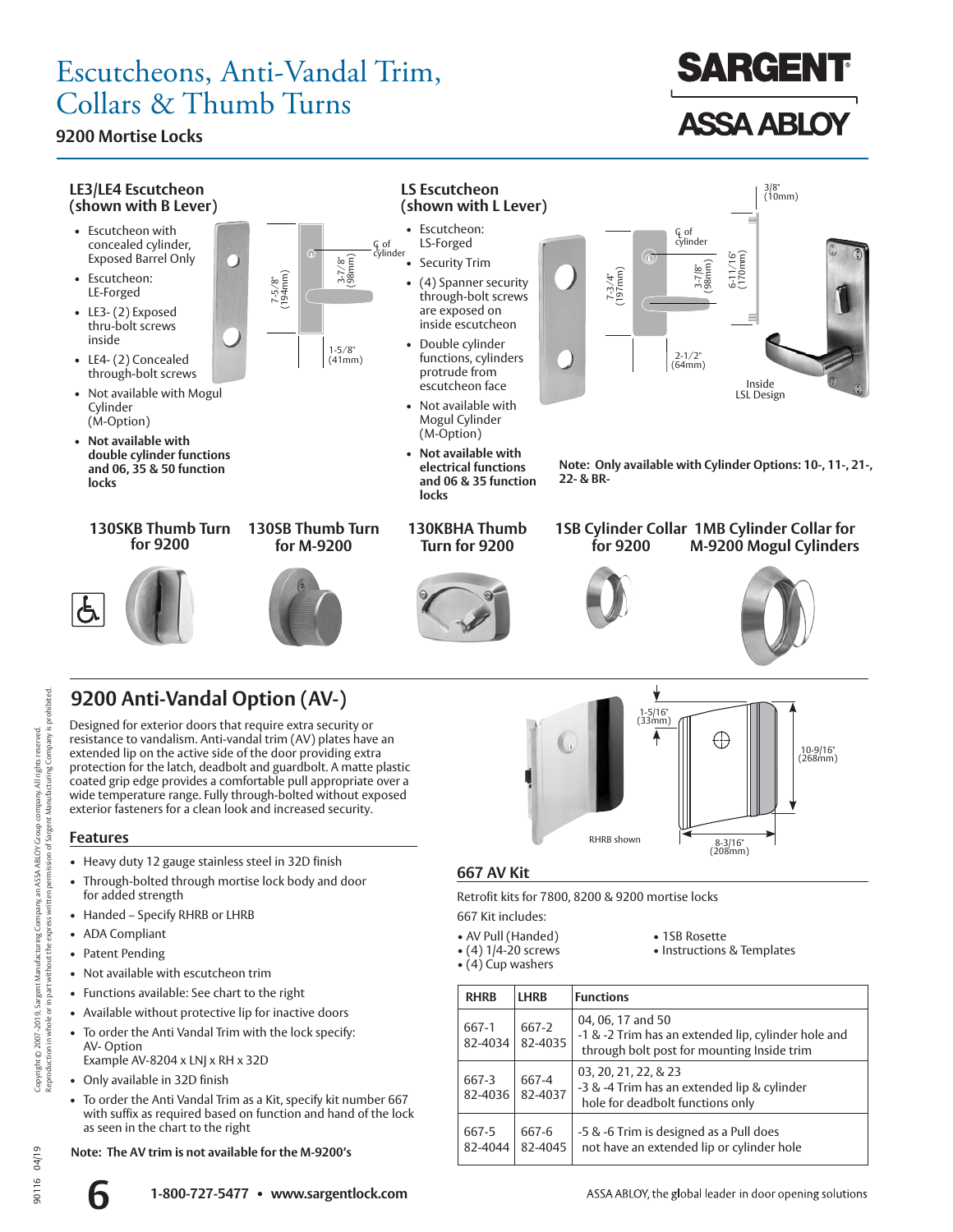# Escutcheons, Anti-Vandal Trim, Collars & Thumb Turns

**9200 Mortise Locks**

### LE3/LE4 Escutcheon (shown with B Lever)

- Escutcheon with concealed cylinder, Exposed Barrel Only
- Escutcheon: LE-Forged
- LE3- (2) Exposed thru-bolt screws inside
- LE4- (2) Concealed through-bolt screws
- Not available with Mogul Cylinder (M-Option)
- **Not available with double cylinder functions and 06, 35 & 50 function locks**

7-5/8" (194mm)
3-7/8" (98mm)
℄ of cylinder
1-5/8" (41mm)

### LS Escutcheon (shown with L Lever)

- Escutcheon: LS-Forged
- Security Trim
- (4) Spanner security through-bolt screws are exposed on inside escutcheon
- Double cylinder functions, cylinders protrude from escutcheon face
- Not available with Mogul Cylinder (M-Option)
- **Not available with electrical functions and 06 & 35 function locks**

3/8" (10mm)
℄ of cylinder
7-3/4" (197mm)
3-7/8" (98mm)
6-11/16" (170mm)
2-1/2" (64mm)
Inside LSL Design

**Note: Only available with Cylinder Options: 10-, 11-, 21-, 22- & BR-**

**130SKB Thumb Turn for 9200**

**130SB Thumb Turn for M-9200**

**130KBHA Thumb Turn for 9200**

**1SB Cylinder Collar for 9200**

**1MB Cylinder Collar for M-9200 Mogul Cylinders**

## 9200 Anti-Vandal Option (AV-)

Designed for exterior doors that require extra security or resistance to vandalism. Anti-vandal trim (AV) plates have an extended lip on the active side of the door providing extra protection for the latch, deadbolt and guardbolt. A matte plastic coated grip edge provides a comfortable pull appropriate over a wide temperature range. Fully through-bolted without exposed exterior fasteners for a clean look and increased security.

1-5/16" (33mm)
10-9/16" (268mm)
8-3/16" (208mm)
RHRB shown

### Features

- Heavy duty 12 gauge stainless steel in 32D finish
- Through-bolted through mortise lock body and door for added strength
- Handed – Specify RHRB or LHRB
- ADA Compliant
- Patent Pending
- Not available with escutcheon trim
- Functions available: See chart to the right
- Available without protective lip for inactive doors
- To order the Anti Vandal Trim with the lock specify: AV- Option
  Example AV-8204 x LNJ x RH x 32D
- Only available in 32D finish
- To order the Anti Vandal Trim as a Kit, specify kit number 667 with suffix as required based on function and hand of the lock as seen in the chart to the right

**Note: The AV trim is not available for the M-9200's**

### 667 AV Kit

Retrofit kits for 7800, 8200 & 9200 mortise locks

667 Kit includes:

- AV Pull (Handed)
- (4) 1/4-20 screws
- (4) Cup washers
- 1SB Rosette
- Instructions & Templates

| RHRB | LHRB | Functions |
|---|---|---|
| 667-1 82-4034 | 667-2 82-4035 | 04, 06, 17 and 50<br>-1 & -2 Trim has an extended lip, cylinder hole and through bolt post for mounting Inside trim |
| 667-3 82-4036 | 667-4 82-4037 | 03, 20, 21, 22, & 23<br>-3 & -4 Trim has an extended lip & cylinder hole for deadbolt functions only |
| 667-5 82-4044 | 667-6 82-4045 | -5 & -6 Trim is designed as a Pull does not have an extended lip or cylinder hole |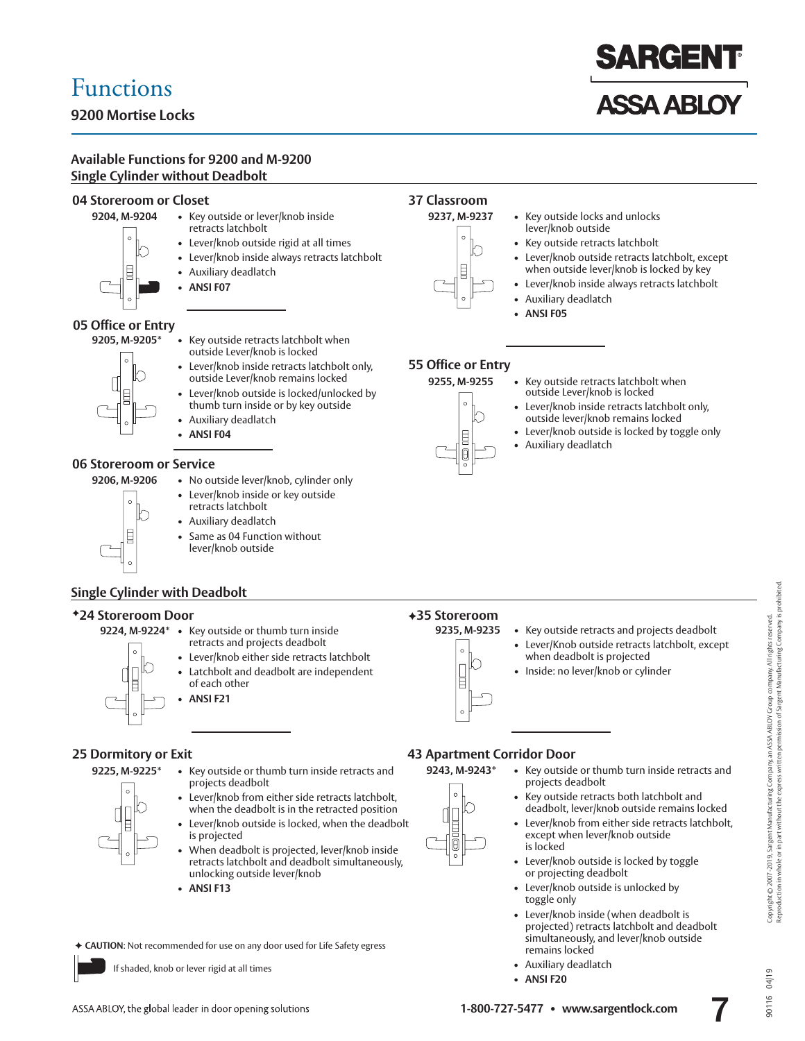# Functions

## 9200 Mortise Locks

### Available Functions for 9200 and M-9200

### Single Cylinder without Deadbolt

#### 04 Storeroom or Closet

**9204, M-9204**

- Key outside or lever/knob inside retracts latchbolt
- Lever/knob outside rigid at all times
- Lever/knob inside always retracts latchbolt
- Auxiliary deadlatch
- **ANSI F07**

#### 05 Office or Entry

**9205, M-9205***

- Key outside retracts latchbolt when outside Lever/knob is locked
- Lever/knob inside retracts latchbolt only, outside Lever/knob remains locked
- Lever/knob outside is locked/unlocked by thumb turn inside or by key outside
- Auxiliary deadlatch
- **ANSI F04**

#### 06 Storeroom or Service

**9206, M-9206**

- No outside lever/knob, cylinder only
- Lever/knob inside or key outside retracts latchbolt
- Auxiliary deadlatch
- Same as 04 Function without lever/knob outside

#### 37 Classroom

**9237, M-9237**

- Key outside locks and unlocks lever/knob outside
- Key outside retracts latchbolt
- Lever/knob outside retracts latchbolt, except when outside lever/knob is locked by key
- Lever/knob inside always retracts latchbolt
- Auxiliary deadlatch
- **ANSI F05**

#### 55 Office or Entry

**9255, M-9255**

- Key outside retracts latchbolt when outside Lever/knob is locked
- Lever/knob inside retracts latchbolt only, outside lever/knob remains locked
- Lever/knob outside is locked by toggle only
- Auxiliary deadlatch

### Single Cylinder with Deadbolt

#### ✦24 Storeroom Door

**9224, M-9224***

- Key outside or thumb turn inside retracts and projects deadbolt
- Lever/knob either side retracts latchbolt
- Latchbolt and deadbolt are independent of each other
- **ANSI F21**

#### 25 Dormitory or Exit

**9225, M-9225***

- Key outside or thumb turn inside retracts and projects deadbolt
- Lever/knob from either side retracts latchbolt, when the deadbolt is in the retracted position
- Lever/knob outside is locked, when the deadbolt is projected
- When deadbolt is projected, lever/knob inside retracts latchbolt and deadbolt simultaneously, unlocking outside lever/knob
- **ANSI F13**

#### ✦35 Storeroom

**9235, M-9235**

- Key outside retracts and projects deadbolt
- Lever/Knob outside retracts latchbolt, except when deadbolt is projected
- Inside: no lever/knob or cylinder

#### 43 Apartment Corridor Door

**9243, M-9243***

- Key outside or thumb turn inside retracts and projects deadbolt
- Key outside retracts both latchbolt and deadbolt, lever/knob outside remains locked
- Lever/knob from either side retracts latchbolt, except when lever/knob outside is locked
- Lever/knob outside is locked by toggle or projecting deadbolt
- Lever/knob outside is unlocked by toggle only
- Lever/knob inside (when deadbolt is projected) retracts latchbolt and deadbolt simultaneously, and lever/knob outside remains locked
- Auxiliary deadlatch
- **ANSI F20**

✦ **CAUTION**: Not recommended for use on any door used for Life Safety egress

If shaded, knob or lever rigid at all times

ASSA ABLOY, the global leader in door opening solutions

**1-800-727-5477 • www.sargentlock.com**

Copyright © 2007–2019, Sargent Manufacturing Company, an ASSA ABLOY Group company. All rights reserved. Reproduction in whole or in part without the express written permission of Sargent Manufacturing Company is prohibited.

90116 04/19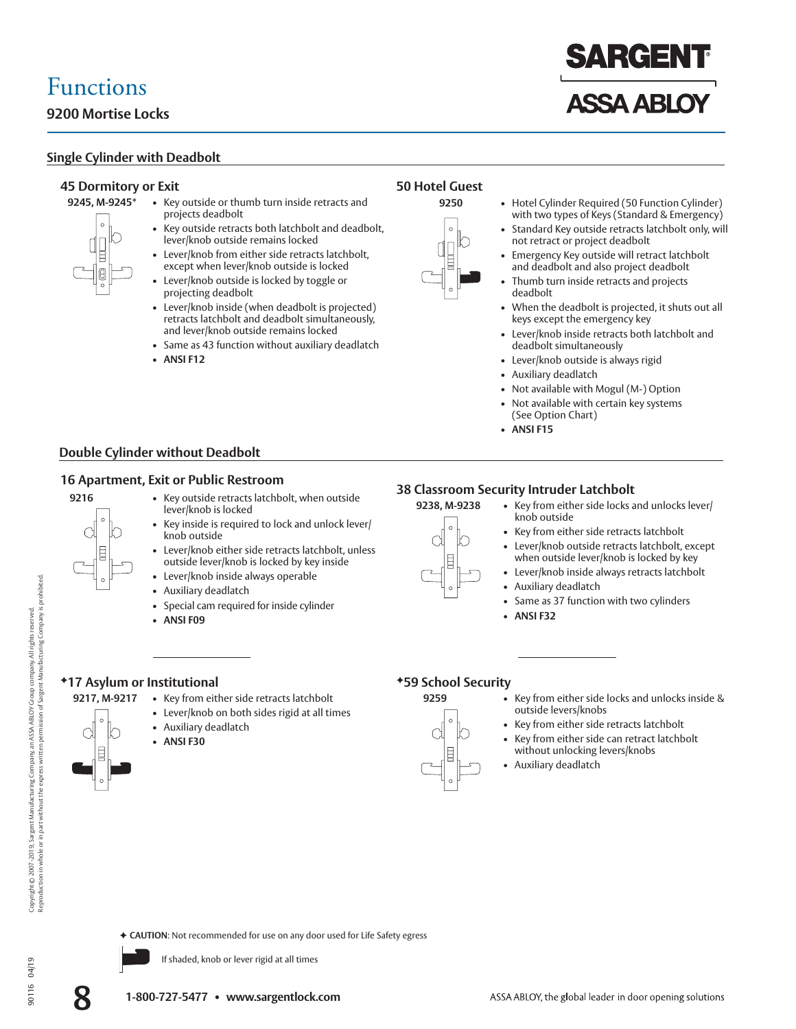# Functions

## 9200 Mortise Locks

### Single Cylinder with Deadbolt

#### 45 Dormitory or Exit

**9245, M-9245***

- Key outside or thumb turn inside retracts and projects deadbolt
- Key outside retracts both latchbolt and deadbolt, lever/knob outside remains locked
- Lever/knob from either side retracts latchbolt, except when lever/knob outside is locked
- Lever/knob outside is locked by toggle or projecting deadbolt
- Lever/knob inside (when deadbolt is projected) retracts latchbolt and deadbolt simultaneously, and lever/knob outside remains locked
- Same as 43 function without auxiliary deadlatch
- **ANSI F12**

#### 50 Hotel Guest

**9250**

- Hotel Cylinder Required (50 Function Cylinder) with two types of Keys (Standard & Emergency)
- Standard Key outside retracts latchbolt only, will not retract or project deadbolt
- Emergency Key outside will retract latchbolt and deadbolt and also project deadbolt
- Thumb turn inside retracts and projects deadbolt
- When the deadbolt is projected, it shuts out all keys except the emergency key
- Lever/knob inside retracts both latchbolt and deadbolt simultaneously
- Lever/knob outside is always rigid
- Auxiliary deadlatch
- Not available with Mogul (M-) Option
- Not available with certain key systems (See Option Chart)
- **ANSI F15**

### Double Cylinder without Deadbolt

#### 16 Apartment, Exit or Public Restroom

**9216**

- Key outside retracts latchbolt, when outside lever/knob is locked
- Key inside is required to lock and unlock lever/knob outside
- Lever/knob either side retracts latchbolt, unless outside lever/knob is locked by key inside
- Lever/knob inside always operable
- Auxiliary deadlatch
- Special cam required for inside cylinder
- **ANSI F09**

#### 38 Classroom Security Intruder Latchbolt

**9238, M-9238**

- Key from either side locks and unlocks lever/knob outside
- Key from either side retracts latchbolt
- Lever/knob outside retracts latchbolt, except when outside lever/knob is locked by key
- Lever/knob inside always retracts latchbolt
- Auxiliary deadlatch
- Same as 37 function with two cylinders
- **ANSI F32**

#### ✦17 Asylum or Institutional

**9217, M-9217**

- Key from either side retracts latchbolt
- Lever/knob on both sides rigid at all times
- Auxiliary deadlatch
- **ANSI F30**

#### ✦59 School Security

**9259**

- Key from either side locks and unlocks inside & outside levers/knobs
- Key from either side retracts latchbolt
- Key from either side can retract latchbolt without unlocking levers/knobs
- Auxiliary deadlatch

✦ **CAUTION**: Not recommended for use on any door used for Life Safety egress

If shaded, knob or lever rigid at all times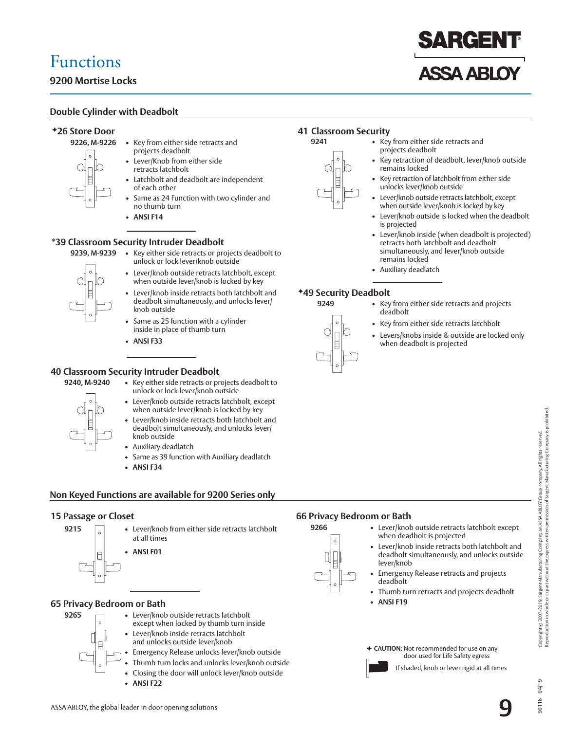# Functions

## 9200 Mortise Locks

SARGENT
ASSA ABLOY

### Double Cylinder with Deadbolt

#### ✦26 Store Door

**9226, M-9226**

- Key from either side retracts and projects deadbolt
- Lever/Knob from either side retracts latchbolt
- Latchbolt and deadbolt are independent of each other
- Same as 24 Function with two cylinder and no thumb turn
- **ANSI F14**

#### *39 Classroom Security Intruder Deadbolt

**9239, M-9239**

- Key either side retracts or projects deadbolt to unlock or lock lever/knob outside
- Lever/knob outside retracts latchbolt, except when outside lever/knob is locked by key
- Lever/knob inside retracts both latchbolt and deadbolt simultaneously, and unlocks lever/knob outside
- Same as 25 function with a cylinder inside in place of thumb turn
- **ANSI F33**

#### 40 Classroom Security Intruder Deadbolt

**9240, M-9240**

- Key either side retracts or projects deadbolt to unlock or lock lever/knob outside
- Lever/knob outside retracts latchbolt, except when outside lever/knob is locked by key
- Lever/knob inside retracts both latchbolt and deadbolt simultaneously, and unlocks lever/knob outside
- Auxiliary deadlatch
- Same as 39 function with Auxiliary deadlatch
- **ANSI F34**

#### 41 Classroom Security

**9241**

- Key from either side retracts and projects deadbolt
- Key retraction of deadbolt, lever/knob outside remains locked
- Key retraction of latchbolt from either side unlocks lever/knob outside
- Lever/knob outside retracts latchbolt, except when outside lever/knob is locked by key
- Lever/knob outside is locked when the deadbolt is projected
- Lever/knob inside (when deadbolt is projected) retracts both latchbolt and deadbolt simultaneously, and lever/knob outside remains locked
- Auxiliary deadlatch

#### ✦49 Security Deadbolt

**9249**

- Key from either side retracts and projects deadbolt
- Key from either side retracts latchbolt
- Levers/knobs inside & outside are locked only when deadbolt is projected

### Non Keyed Functions are available for 9200 Series only

#### 15 Passage or Closet

**9215**

- Lever/knob from either side retracts latchbolt at all times
- **ANSI F01**

#### 65 Privacy Bedroom or Bath

**9265**

- Lever/knob outside retracts latchbolt except when locked by thumb turn inside
- Lever/knob inside retracts latchbolt and unlocks outside lever/knob
- Emergency Release unlocks lever/knob outside
- Thumb turn locks and unlocks lever/knob outside
- Closing the door will unlock lever/knob outside
- **ANSI F22**

#### 66 Privacy Bedroom or Bath

**9266**

- Lever/knob outside retracts latchbolt except when deadbolt is projected
- Lever/knob inside retracts both latchbolt and deadbolt simultaneously, and unlocks outside lever/knob
- Emergency Release retracts and projects deadbolt
- Thumb turn retracts and projects deadbolt
- **ANSI F19**

✦ **CAUTION**: Not recommended for use on any door used for Life Safety egress

If shaded, knob or lever rigid at all times

ASSA ABLOY, the global leader in door opening solutions

Copyright © 2007–2019, Sargent Manufacturing Company, an ASSA ABLOY Group company. All rights reserved. Reproduction in whole or in part without the express written permission of Sargent Manufacturing Company is prohibited.

90116 04/19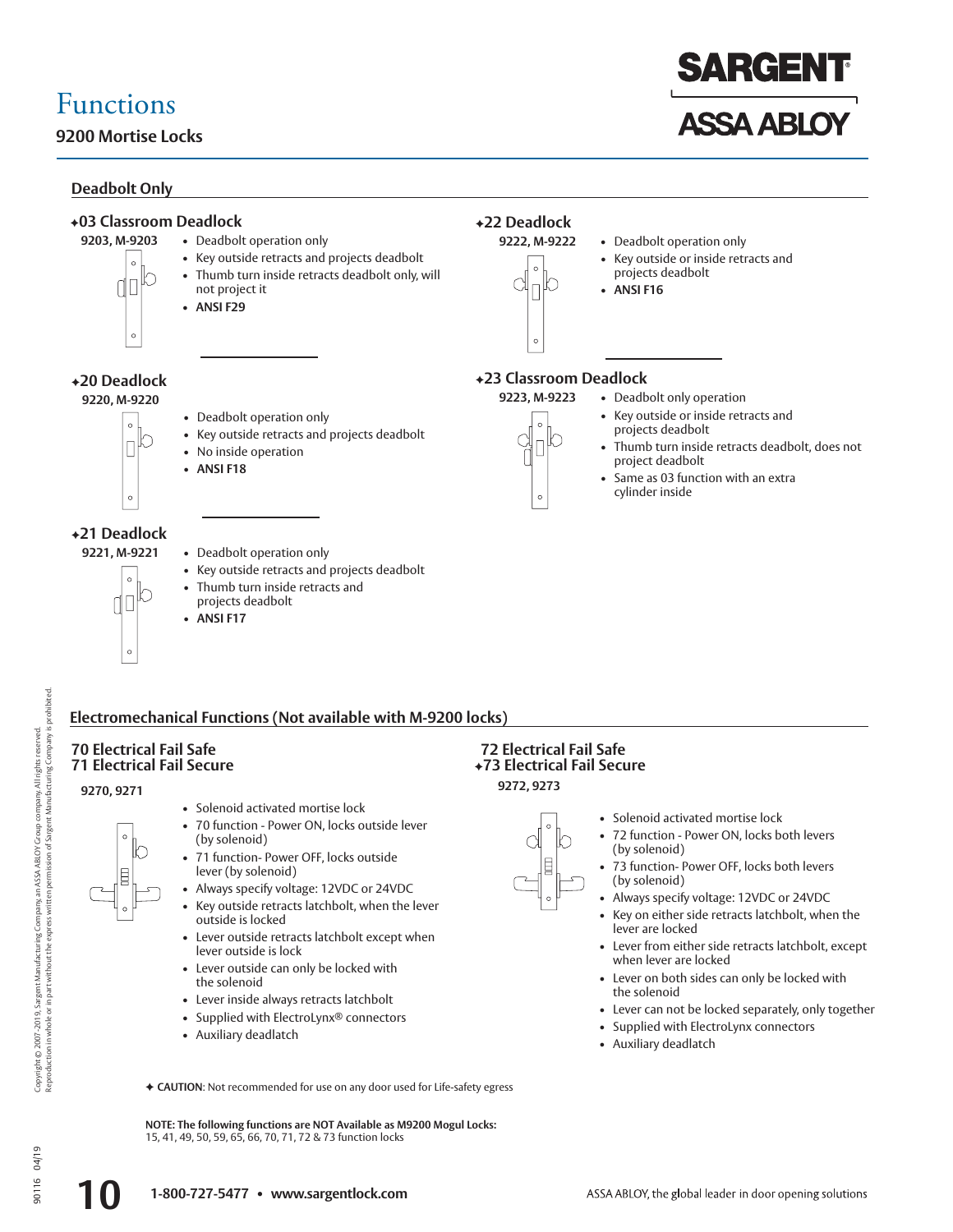# Functions

## 9200 Mortise Locks

### Deadbolt Only

#### ✦03 Classroom Deadlock

**9203, M-9203**

- Deadbolt operation only
- Key outside retracts and projects deadbolt
- Thumb turn inside retracts deadbolt only, will not project it
- **ANSI F29**

#### ✦20 Deadlock

**9220, M-9220**

- Deadbolt operation only
- Key outside retracts and projects deadbolt
- No inside operation
- **ANSI F18**

#### ✦21 Deadlock

**9221, M-9221**

- Deadbolt operation only
- Key outside retracts and projects deadbolt
- Thumb turn inside retracts and projects deadbolt
- **ANSI F17**

#### ✦22 Deadlock

**9222, M-9222**

- Deadbolt operation only
- Key outside or inside retracts and projects deadbolt
- **ANSI F16**

#### ✦23 Classroom Deadlock

**9223, M-9223**

- Deadbolt only operation
- Key outside or inside retracts and projects deadbolt
- Thumb turn inside retracts deadbolt, does not project deadbolt
- Same as 03 function with an extra cylinder inside

### Electromechanical Functions (Not available with M-9200 locks)

#### 70 Electrical Fail Safe
#### 71 Electrical Fail Secure

**9270, 9271**

- Solenoid activated mortise lock
- 70 function - Power ON, locks outside lever (by solenoid)
- 71 function- Power OFF, locks outside lever (by solenoid)
- Always specify voltage: 12VDC or 24VDC
- Key outside retracts latchbolt, when the lever outside is locked
- Lever outside retracts latchbolt except when lever outside is lock
- Lever outside can only be locked with the solenoid
- Lever inside always retracts latchbolt
- Supplied with ElectroLynx® connectors
- Auxiliary deadlatch

#### 72 Electrical Fail Safe
#### ✦73 Electrical Fail Secure

**9272, 9273**

- Solenoid activated mortise lock
- 72 function - Power ON, locks both levers (by solenoid)
- 73 function- Power OFF, locks both levers (by solenoid)
- Always specify voltage: 12VDC or 24VDC
- Key on either side retracts latchbolt, when the lever are locked
- Lever from either side retracts latchbolt, except when lever are locked
- Lever on both sides can only be locked with the solenoid
- Lever can not be locked separately, only together
- Supplied with ElectroLynx connectors
- Auxiliary deadlatch

✦ **CAUTION**: Not recommended for use on any door used for Life-safety egress

**NOTE: The following functions are NOT Available as M9200 Mogul Locks:**
15, 41, 49, 50, 59, 65, 66, 70, 71, 72 & 73 function locks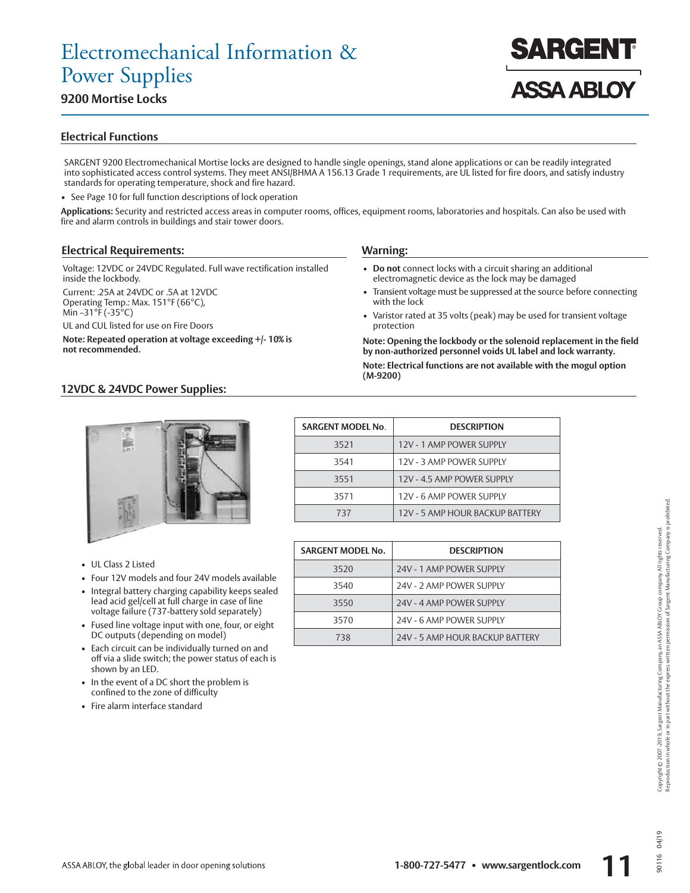# Electromechanical Information & Power Supplies

### 9200 Mortise Locks

## Electrical Functions

SARGENT 9200 Electromechanical Mortise locks are designed to handle single openings, stand alone applications or can be readily integrated into sophisticated access control systems. They meet ANSI/BHMA A 156.13 Grade 1 requirements, are UL listed for fire doors, and satisfy industry standards for operating temperature, shock and fire hazard.

- See Page 10 for full function descriptions of lock operation

**Applications:** Security and restricted access areas in computer rooms, offices, equipment rooms, laboratories and hospitals. Can also be used with fire and alarm controls in buildings and stair tower doors.

## Electrical Requirements:

Voltage: 12VDC or 24VDC Regulated. Full wave rectification installed inside the lockbody.

Current: .25A at 24VDC or .5A at 12VDC
Operating Temp.: Max. 151°F (66°C),
Min –31°F (-35°C)

UL and CUL listed for use on Fire Doors

**Note: Repeated operation at voltage exceeding +/- 10% is not recommended.**

## Warning:

- **Do not** connect locks with a circuit sharing an additional electromagnetic device as the lock may be damaged
- Transient voltage must be suppressed at the source before connecting with the lock
- Varistor rated at 35 volts (peak) may be used for transient voltage protection

**Note: Opening the lockbody or the solenoid replacement in the field by non-authorized personnel voids UL label and lock warranty.**

**Note: Electrical functions are not available with the mogul option (M-9200)**

## 12VDC & 24VDC Power Supplies:

- UL Class 2 Listed
- Four 12V models and four 24V models available
- Integral battery charging capability keeps sealed lead acid gel/cell at full charge in case of line voltage failure (737-battery sold separately)
- Fused line voltage input with one, four, or eight DC outputs (depending on model)
- Each circuit can be individually turned on and off via a slide switch; the power status of each is shown by an LED.
- In the event of a DC short the problem is confined to the zone of difficulty
- Fire alarm interface standard

| SARGENT MODEL No. | DESCRIPTION |
|---|---|
| 3521 | 12V - 1 AMP POWER SUPPLY |
| 3541 | 12V - 3 AMP POWER SUPPLY |
| 3551 | 12V - 4.5 AMP POWER SUPPLY |
| 3571 | 12V - 6 AMP POWER SUPPLY |
| 737 | 12V - 5 AMP HOUR BACKUP BATTERY |

| SARGENT MODEL No. | DESCRIPTION |
|---|---|
| 3520 | 24V - 1 AMP POWER SUPPLY |
| 3540 | 24V - 2 AMP POWER SUPPLY |
| 3550 | 24V - 4 AMP POWER SUPPLY |
| 3570 | 24V - 6 AMP POWER SUPPLY |
| 738 | 24V - 5 AMP HOUR BACKUP BATTERY |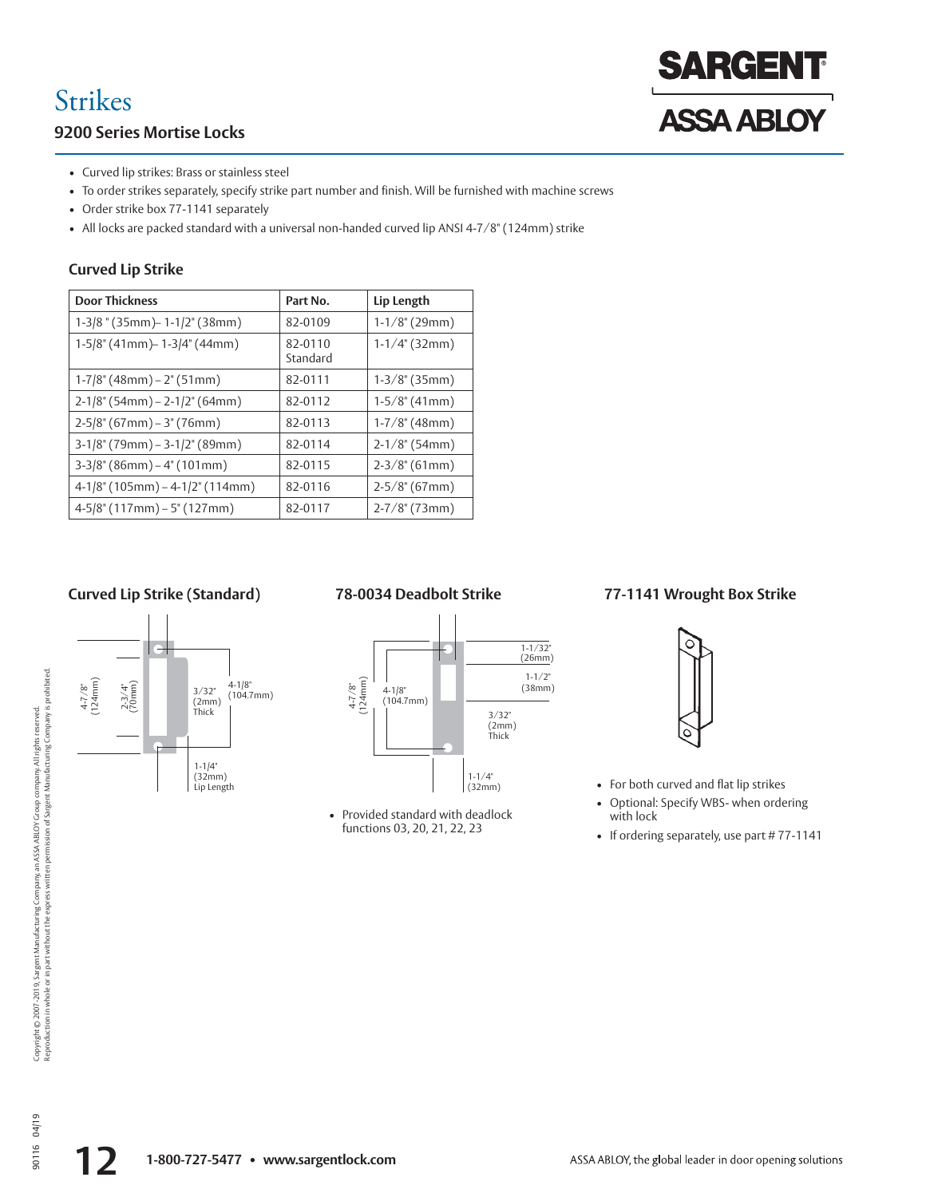# Strikes

## 9200 Series Mortise Locks

- Curved lip strikes: Brass or stainless steel
- To order strikes separately, specify strike part number and finish. Will be furnished with machine screws
- Order strike box 77-1141 separately
- All locks are packed standard with a universal non-handed curved lip ANSI 4-7/8" (124mm) strike

### Curved Lip Strike

| Door Thickness | Part No. | Lip Length |
|---|---|---|
| 1-3/8 " (35mm)– 1-1/2" (38mm) | 82-0109 | 1-1/8" (29mm) |
| 1-5/8" (41mm)– 1-3/4" (44mm) | 82-0110 Standard | 1-1/4" (32mm) |
| 1-7/8" (48mm) – 2" (51mm) | 82-0111 | 1-3/8" (35mm) |
| 2-1/8" (54mm) – 2-1/2" (64mm) | 82-0112 | 1-5/8" (41mm) |
| 2-5/8" (67mm) – 3" (76mm) | 82-0113 | 1-7/8" (48mm) |
| 3-1/8" (79mm) – 3-1/2" (89mm) | 82-0114 | 2-1/8" (54mm) |
| 3-3/8" (86mm) – 4" (101mm) | 82-0115 | 2-3/8" (61mm) |
| 4-1/8" (105mm) – 4-1/2" (114mm) | 82-0116 | 2-5/8" (67mm) |
| 4-5/8" (117mm) – 5" (127mm) | 82-0117 | 2-7/8" (73mm) |

### Curved Lip Strike (Standard)

4-7/8" (124mm)
2-3/4" (70mm)
3/32" (2mm) Thick
4-1/8" (104.7mm)
1-1/4" (32mm) Lip Length

### 78-0034 Deadbolt Strike

4-7/8" (124mm)
4-1/8" (104.7mm)
1-1/32" (26mm)
1-1/2" (38mm)
3/32" (2mm) Thick
1-1/4" (32mm)

- Provided standard with deadlock functions 03, 20, 21, 22, 23

### 77-1141 Wrought Box Strike

- For both curved and flat lip strikes
- Optional: Specify WBS- when ordering with lock
- If ordering separately, use part # 77-1141

Copyright © 2007-2019, Sargent Manufacturing Company, an ASSA ABLOY Group company. All rights reserved. Reproduction in whole or in part without the express written permission of Sargent Manufacturing Company is prohibited.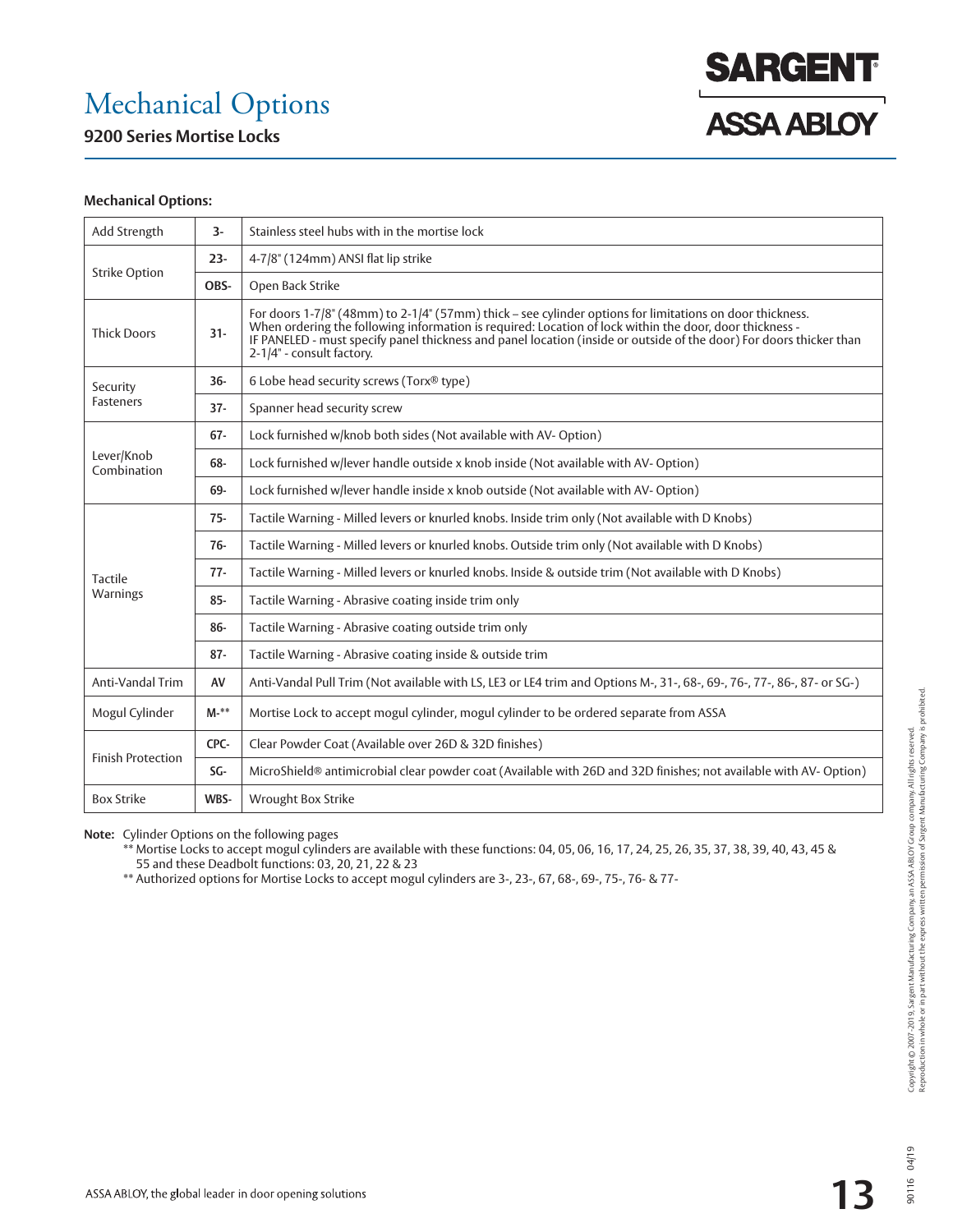# Mechanical Options

## 9200 Series Mortise Locks

### Mechanical Options:

| | | |
|---|---|---|
| Add Strength | 3- | Stainless steel hubs with in the mortise lock |
| Strike Option | 23- | 4-7/8" (124mm) ANSI flat lip strike |
| | OBS- | Open Back Strike |
| Thick Doors | 31- | For doors 1-7/8" (48mm) to 2-1/4" (57mm) thick – see cylinder options for limitations on door thickness. When ordering the following information is required: Location of lock within the door, door thickness - IF PANELED - must specify panel thickness and panel location (inside or outside of the door) For doors thicker than 2-1/4" - consult factory. |
| Security Fasteners | 36- | 6 Lobe head security screws (Torx® type) |
| | 37- | Spanner head security screw |
| Lever/Knob Combination | 67- | Lock furnished w/knob both sides (Not available with AV- Option) |
| | 68- | Lock furnished w/lever handle outside x knob inside (Not available with AV- Option) |
| | 69- | Lock furnished w/lever handle inside x knob outside (Not available with AV- Option) |
| Tactile Warnings | 75- | Tactile Warning - Milled levers or knurled knobs. Inside trim only (Not available with D Knobs) |
| | 76- | Tactile Warning - Milled levers or knurled knobs. Outside trim only (Not available with D Knobs) |
| | 77- | Tactile Warning - Milled levers or knurled knobs. Inside & outside trim (Not available with D Knobs) |
| | 85- | Tactile Warning - Abrasive coating inside trim only |
| | 86- | Tactile Warning - Abrasive coating outside trim only |
| | 87- | Tactile Warning - Abrasive coating inside & outside trim |
| Anti-Vandal Trim | AV | Anti-Vandal Pull Trim (Not available with LS, LE3 or LE4 trim and Options M-, 31-, 68-, 69-, 76-, 77-, 86-, 87- or SG-) |
| Mogul Cylinder | M-** | Mortise Lock to accept mogul cylinder, mogul cylinder to be ordered separate from ASSA |
| Finish Protection | CPC- | Clear Powder Coat (Available over 26D & 32D finishes) |
| | SG- | MicroShield® antimicrobial clear powder coat (Available with 26D and 32D finishes; not available with AV- Option) |
| Box Strike | WBS- | Wrought Box Strike |

**Note:** Cylinder Options on the following pages

** Mortise Locks to accept mogul cylinders are available with these functions: 04, 05, 06, 16, 17, 24, 25, 26, 35, 37, 38, 39, 40, 43, 45 & 55 and these Deadbolt functions: 03, 20, 21, 22 & 23

** Authorized options for Mortise Locks to accept mogul cylinders are 3-, 23-, 67, 68-, 69-, 75-, 76- & 77-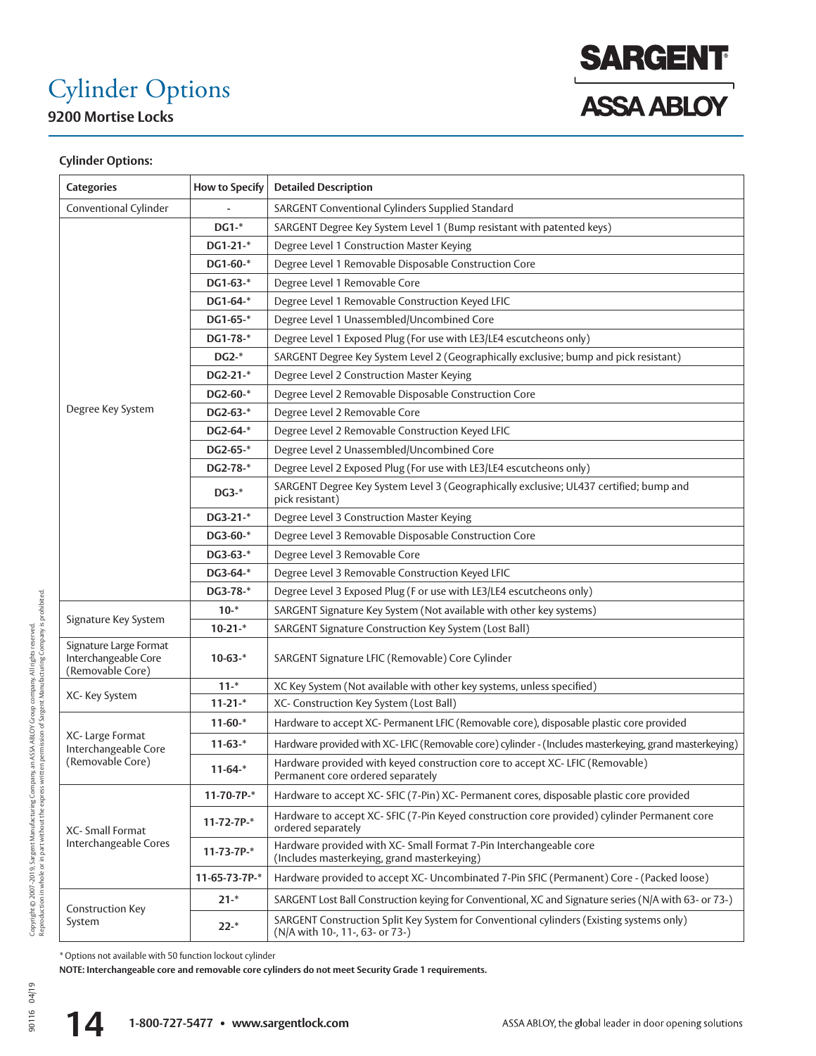# Cylinder Options

## 9200 Mortise Locks

### Cylinder Options:

| Categories | How to Specify | Detailed Description |
|---|---|---|
| Conventional Cylinder | - | SARGENT Conventional Cylinders Supplied Standard |
| Degree Key System | **DG1-*** | SARGENT Degree Key System Level 1 (Bump resistant with patented keys) |
| | **DG1-21-*** | Degree Level 1 Construction Master Keying |
| | **DG1-60-*** | Degree Level 1 Removable Disposable Construction Core |
| | **DG1-63-*** | Degree Level 1 Removable Core |
| | **DG1-64-*** | Degree Level 1 Removable Construction Keyed LFIC |
| | **DG1-65-*** | Degree Level 1 Unassembled/Uncombined Core |
| | **DG1-78-*** | Degree Level 1 Exposed Plug (For use with LE3/LE4 escutcheons only) |
| | **DG2-*** | SARGENT Degree Key System Level 2 (Geographically exclusive; bump and pick resistant) |
| | **DG2-21-*** | Degree Level 2 Construction Master Keying |
| | **DG2-60-*** | Degree Level 2 Removable Disposable Construction Core |
| | **DG2-63-*** | Degree Level 2 Removable Core |
| | **DG2-64-*** | Degree Level 2 Removable Construction Keyed LFIC |
| | **DG2-65-*** | Degree Level 2 Unassembled/Uncombined Core |
| | **DG2-78-*** | Degree Level 2 Exposed Plug (For use with LE3/LE4 escutcheons only) |
| | **DG3-*** | SARGENT Degree Key System Level 3 (Geographically exclusive; UL437 certified; bump and pick resistant) |
| | **DG3-21-*** | Degree Level 3 Construction Master Keying |
| | **DG3-60-*** | Degree Level 3 Removable Disposable Construction Core |
| | **DG3-63-*** | Degree Level 3 Removable Core |
| | **DG3-64-*** | Degree Level 3 Removable Construction Keyed LFIC |
| | **DG3-78-*** | Degree Level 3 Exposed Plug (F or use with LE3/LE4 escutcheons only) |
| Signature Key System | **10-*** | SARGENT Signature Key System (Not available with other key systems) |
| | **10-21-*** | SARGENT Signature Construction Key System (Lost Ball) |
| Signature Large Format Interchangeable Core (Removable Core) | **10-63-*** | SARGENT Signature LFIC (Removable) Core Cylinder |
| XC- Key System | **11-*** | XC Key System (Not available with other key systems, unless specified) |
| | **11-21-*** | XC- Construction Key System (Lost Ball) |
| XC- Large Format Interchangeable Core (Removable Core) | **11-60-*** | Hardware to accept XC- Permanent LFIC (Removable core), disposable plastic core provided |
| | **11-63-*** | Hardware provided with XC- LFIC (Removable core) cylinder - (Includes masterkeying, grand masterkeying) |
| | **11-64-*** | Hardware provided with keyed construction core to accept XC- LFIC (Removable) Permanent core ordered separately |
| XC- Small Format Interchangeable Cores | **11-70-7P-*** | Hardware to accept XC- SFIC (7-Pin) XC- Permanent cores, disposable plastic core provided |
| | **11-72-7P-*** | Hardware to accept XC- SFIC (7-Pin Keyed construction core provided) cylinder Permanent core ordered separately |
| | **11-73-7P-*** | Hardware provided with XC- Small Format 7-Pin Interchangeable core (Includes masterkeying, grand masterkeying) |
| | **11-65-73-7P-*** | Hardware provided to accept XC- Uncombinated 7-Pin SFIC (Permanent) Core - (Packed loose) |
| Construction Key System | **21-*** | SARGENT Lost Ball Construction keying for Conventional, XC and Signature series (N/A with 63- or 73-) |
| | **22-*** | SARGENT Construction Split Key System for Conventional cylinders (Existing systems only) (N/A with 10-, 11-, 63- or 73-) |

* Options not available with 50 function lockout cylinder

**NOTE: Interchangeable core and removable core cylinders do not meet Security Grade 1 requirements.**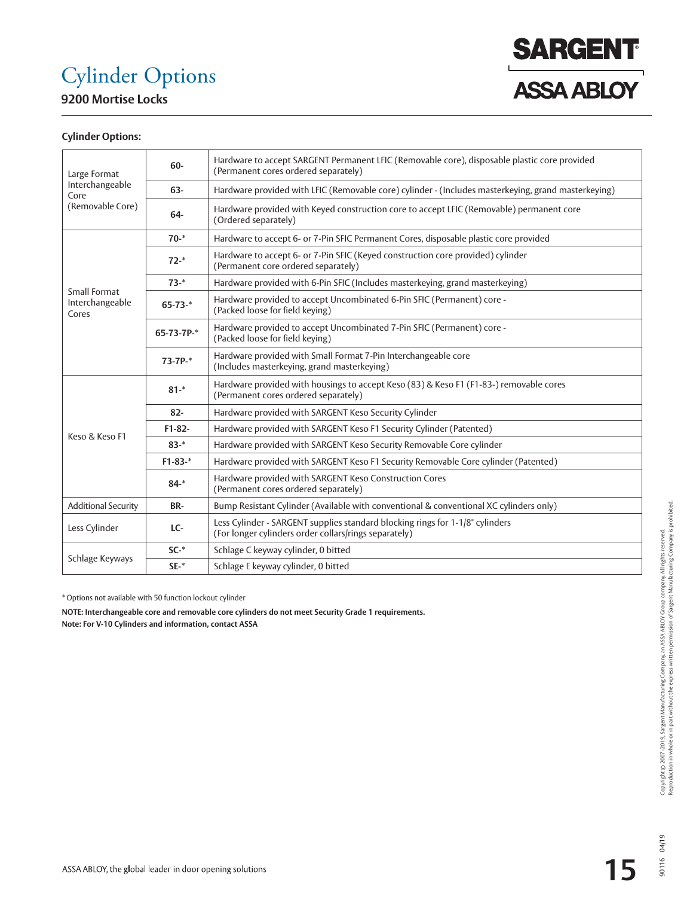# Cylinder Options

## 9200 Mortise Locks

**Cylinder Options:**

| | | |
|---|---|---|
| Large Format Interchangeable Core (Removable Core) | **60-** | Hardware to accept SARGENT Permanent LFIC (Removable core), disposable plastic core provided (Permanent cores ordered separately) |
| | **63-** | Hardware provided with LFIC (Removable core) cylinder - (Includes masterkeying, grand masterkeying) |
| | **64-** | Hardware provided with Keyed construction core to accept LFIC (Removable) permanent core (Ordered separately) |
| Small Format Interchangeable Cores | **70-*** | Hardware to accept 6- or 7-Pin SFIC Permanent Cores, disposable plastic core provided |
| | **72-*** | Hardware to accept 6- or 7-Pin SFIC (Keyed construction core provided) cylinder (Permanent core ordered separately) |
| | **73-*** | Hardware provided with 6-Pin SFIC (Includes masterkeying, grand masterkeying) |
| | **65-73-*** | Hardware provided to accept Uncombinated 6-Pin SFIC (Permanent) core - (Packed loose for field keying) |
| | **65-73-7P-*** | Hardware provided to accept Uncombinated 7-Pin SFIC (Permanent) core - (Packed loose for field keying) |
| | **73-7P-*** | Hardware provided with Small Format 7-Pin Interchangeable core (Includes masterkeying, grand masterkeying) |
| Keso & Keso F1 | **81-*** | Hardware provided with housings to accept Keso (83) & Keso F1 (F1-83-) removable cores (Permanent cores ordered separately) |
| | **82-** | Hardware provided with SARGENT Keso Security Cylinder |
| | **F1-82-** | Hardware provided with SARGENT Keso F1 Security Cylinder (Patented) |
| | **83-*** | Hardware provided with SARGENT Keso Security Removable Core cylinder |
| | **F1-83-*** | Hardware provided with SARGENT Keso F1 Security Removable Core cylinder (Patented) |
| | **84-*** | Hardware provided with SARGENT Keso Construction Cores (Permanent cores ordered separately) |
| Additional Security | **BR-** | Bump Resistant Cylinder (Available with conventional & conventional XC cylinders only) |
| Less Cylinder | **LC-** | Less Cylinder - SARGENT supplies standard blocking rings for 1-1/8" cylinders (For longer cylinders order collars/rings separately) |
| Schlage Keyways | **SC-*** | Schlage C keyway cylinder, 0 bitted |
| | **SE-*** | Schlage E keyway cylinder, 0 bitted |

* Options not available with 50 function lockout cylinder

**NOTE: Interchangeable core and removable core cylinders do not meet Security Grade 1 requirements.**

**Note: For V-10 Cylinders and information, contact ASSA**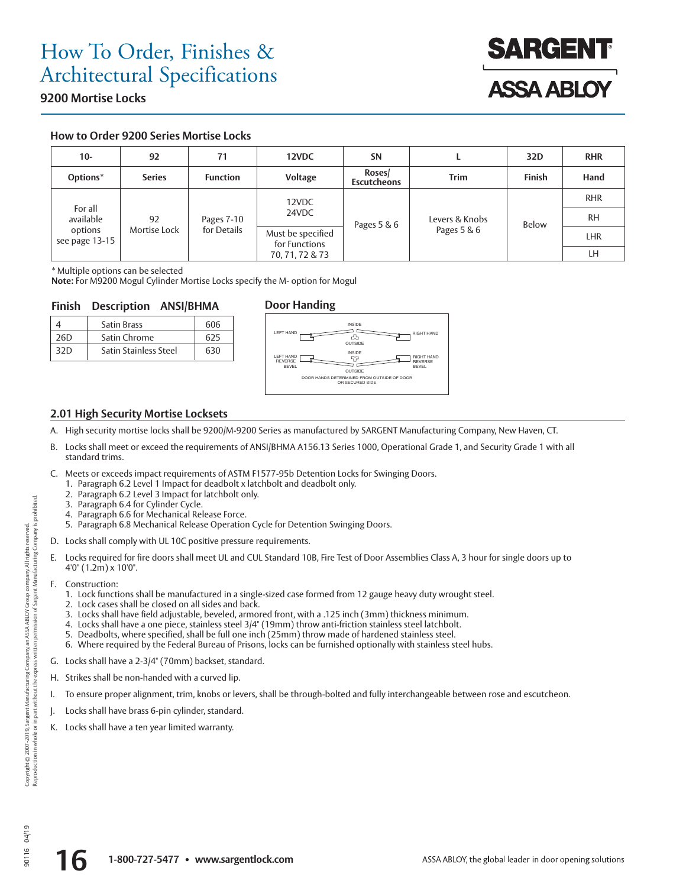# How To Order, Finishes & Architectural Specifications

## 9200 Mortise Locks

### How to Order 9200 Series Mortise Locks

| 10- | 92 | 71 | 12VDC | SN | L | 32D | RHR |
|---|---|---|---|---|---|---|---|
| **Options*** | **Series** | **Function** | **Voltage** | **Roses/ Escutcheons** | **Trim** | **Finish** | **Hand** |
| For all available options see page 13-15 | 92 Mortise Lock | Pages 7-10 for Details | 12VDC 24VDC | Pages 5 & 6 | Levers & Knobs Pages 5 & 6 | Below | RHR |
| | | | | | | | RH |
| | | | Must be specified for Functions 70, 71, 72 & 73 | | | | LHR |
| | | | | | | | LH |

\* Multiple options can be selected

**Note:** For M9200 Mogul Cylinder Mortise Locks specify the M- option for Mogul

| Finish | Description | ANSI/BHMA |
|---|---|---|
| 4 | Satin Brass | 606 |
| 26D | Satin Chrome | 625 |
| 32D | Satin Stainless Steel | 630 |

**Door Handing**

LEFT HAND — INSIDE / OUTSIDE — RIGHT HAND

LEFT HAND REVERSE BEVEL — INSIDE / OUTSIDE — RIGHT HAND REVERSE BEVEL

DOOR HANDS DETERMINED FROM OUTSIDE OF DOOR OR SECURED SIDE

### 2.01 High Security Mortise Locksets

A. High security mortise locks shall be 9200/M-9200 Series as manufactured by SARGENT Manufacturing Company, New Haven, CT.

B. Locks shall meet or exceed the requirements of ANSI/BHMA A156.13 Series 1000, Operational Grade 1, and Security Grade 1 with all standard trims.

C. Meets or exceeds impact requirements of ASTM F1577-95b Detention Locks for Swinging Doors.
1. Paragraph 6.2 Level 1 Impact for deadbolt x latchbolt and deadbolt only.
2. Paragraph 6.2 Level 3 Impact for latchbolt only.
3. Paragraph 6.4 for Cylinder Cycle.
4. Paragraph 6.6 for Mechanical Release Force.
5. Paragraph 6.8 Mechanical Release Operation Cycle for Detention Swinging Doors.

D. Locks shall comply with UL 10C positive pressure requirements.

E. Locks required for fire doors shall meet UL and CUL Standard 10B, Fire Test of Door Assemblies Class A, 3 hour for single doors up to 4'0" (1.2m) x 10'0".

F. Construction:
1. Lock functions shall be manufactured in a single-sized case formed from 12 gauge heavy duty wrought steel.
2. Lock cases shall be closed on all sides and back.
3. Locks shall have field adjustable, beveled, armored front, with a .125 inch (3mm) thickness minimum.
4. Locks shall have a one piece, stainless steel 3/4" (19mm) throw anti-friction stainless steel latchbolt.
5. Deadbolts, where specified, shall be full one inch (25mm) throw made of hardened stainless steel.
6. Where required by the Federal Bureau of Prisons, locks can be furnished optionally with stainless steel hubs.

G. Locks shall have a 2-3/4" (70mm) backset, standard.

H. Strikes shall be non-handed with a curved lip.

I. To ensure proper alignment, trim, knobs or levers, shall be through-bolted and fully interchangeable between rose and escutcheon.

J. Locks shall have brass 6-pin cylinder, standard.

K. Locks shall have a ten year limited warranty.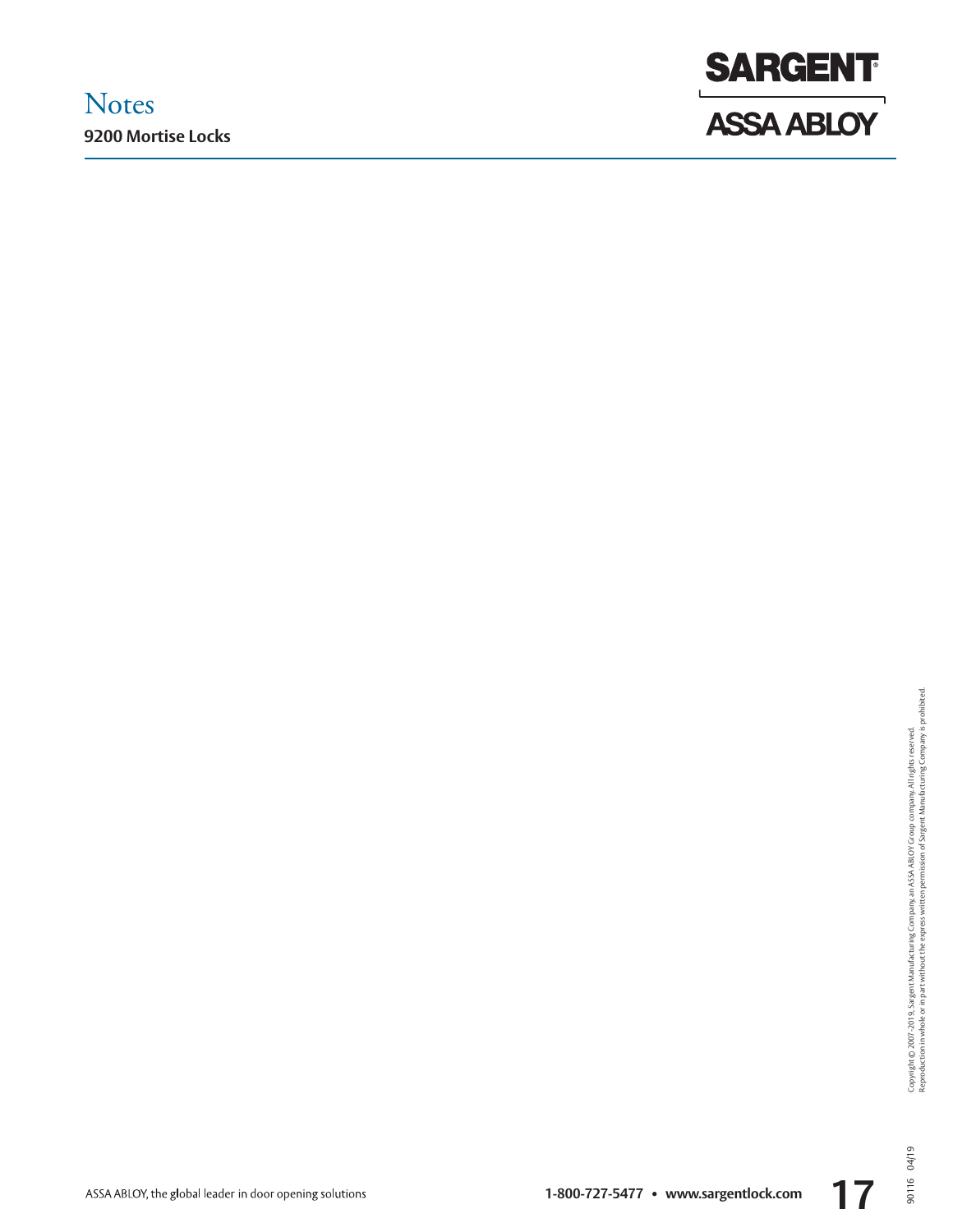# Notes

## 9200 Mortise Locks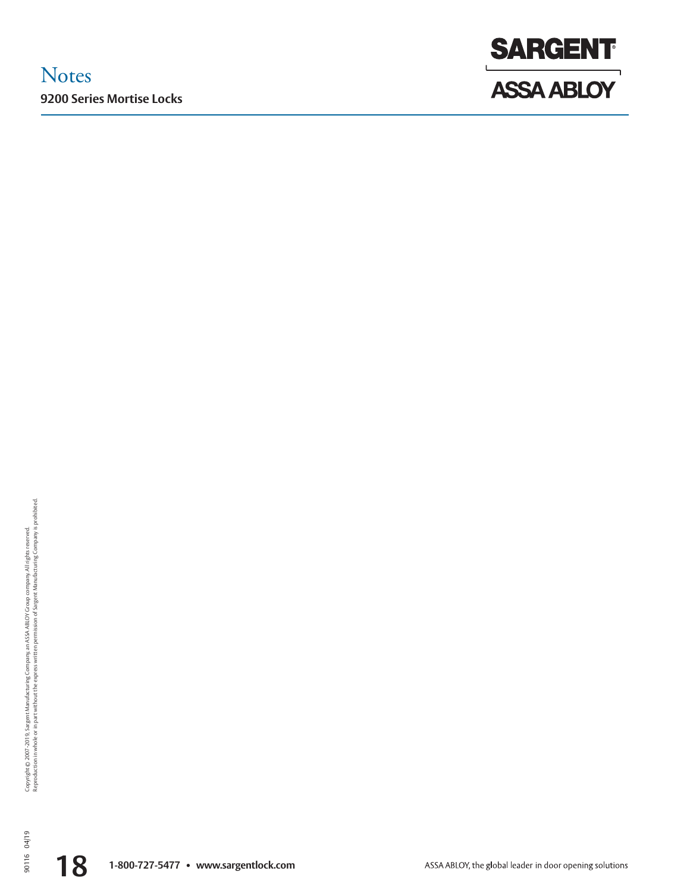# Notes

## 9200 Series Mortise Locks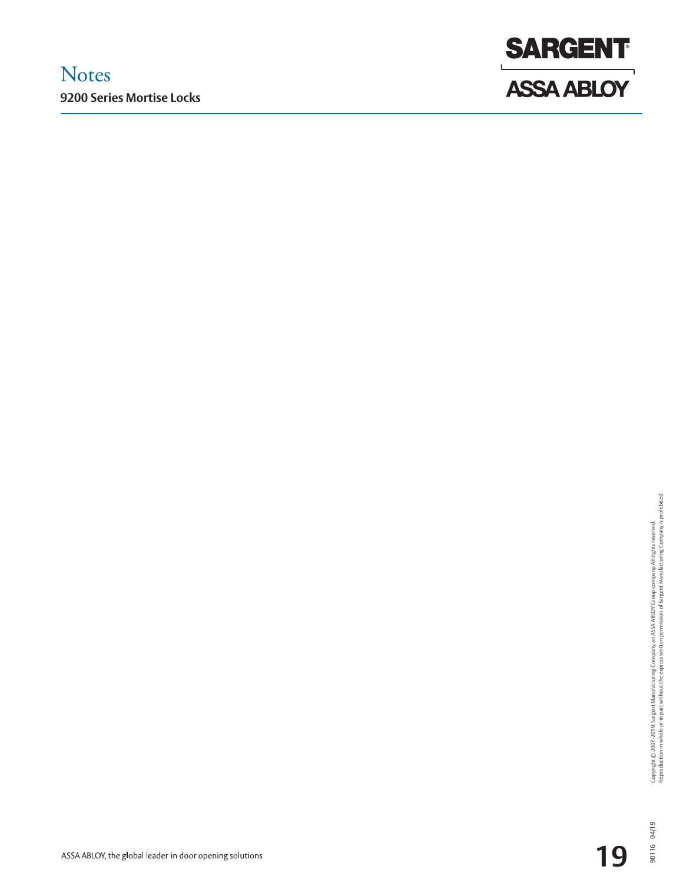# Notes

**9200 Series Mortise Locks**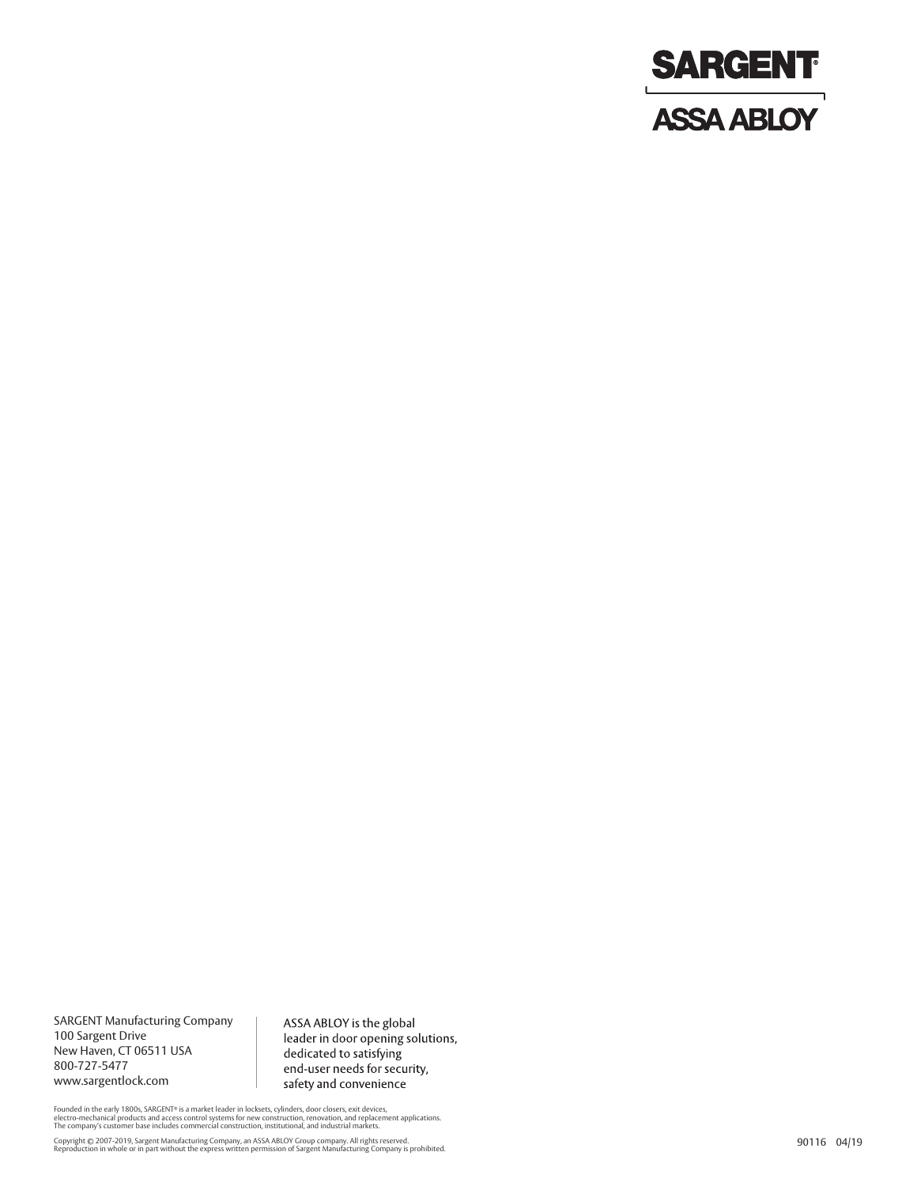SARGENT

ASSA ABLOY

SARGENT Manufacturing Company
100 Sargent Drive
New Haven, CT 06511 USA
800-727-5477
www.sargentlock.com

ASSA ABLOY is the global leader in door opening solutions, dedicated to satisfying end-user needs for security, safety and convenience

Founded in the early 1800s, SARGENT® is a market leader in locksets, cylinders, door closers, exit devices, electro-mechanical products and access control systems for new construction, renovation, and replacement applications. The company's customer base includes commercial construction, institutional, and industrial markets.

Copyright © 2007-2019, Sargent Manufacturing Company, an ASSA ABLOY Group company. All rights reserved.
Reproduction in whole or in part without the express written permission of Sargent Manufacturing Company is prohibited.

90116 04/19